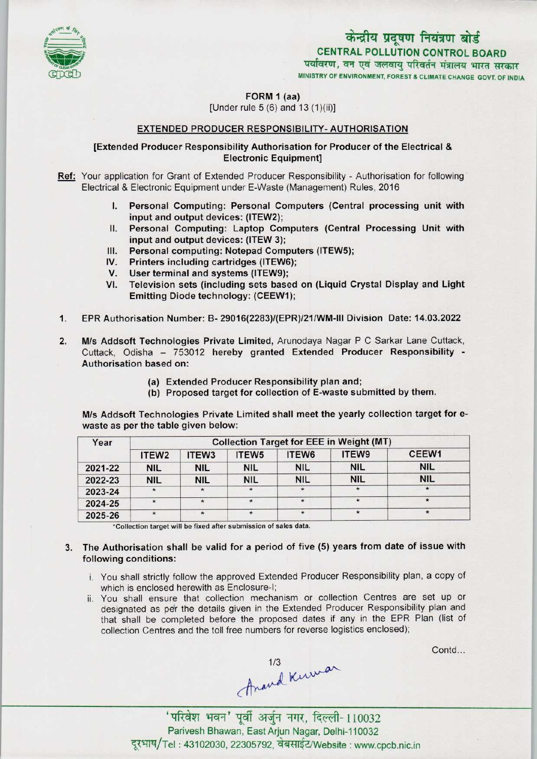# केन्द्रीय प्रदूषण नियंत्रण बोर्ड
## CENTRAL POLLUTION CONTROL BOARD
पर्यावरण, वन एवं जलवायु परिवर्तन मंत्रालय भारत सरकार
MINISTRY OF ENVIRONMENT, FOREST & CLIMATE CHANGE GOVT. OF INDIA

**FORM 1 (aa)**
[Under rule 5 (6) and 13 (1)(ii)]

**EXTENDED PRODUCER RESPONSIBILITY- AUTHORISATION**

**[Extended Producer Responsibility Authorisation for Producer of the Electrical & Electronic Equipment]**

**Ref:** Your application for Grant of Extended Producer Responsibility - Authorisation for following Electrical & Electronic Equipment under E-Waste (Management) Rules, 2016

I. **Personal Computing: Personal Computers (Central processing unit with input and output devices: (ITEW2);**
II. **Personal Computing: Laptop Computers (Central Processing Unit with input and output devices: (ITEW 3);**
III. **Personal computing: Notepad Computers (ITEW5);**
IV. **Printers including cartridges (ITEW6);**
V. **User terminal and systems (ITEW9);**
VI. **Television sets (including sets based on (Liquid Crystal Display and Light Emitting Diode technology: (CEEW1);**

1. EPR Authorisation Number: B- 29016(2283)/(EPR)/21/WM-III Division Date: 14.03.2022

2. **M/s Addsoft Technologies Private Limited,** Arunodaya Nagar P C Sarkar Lane Cuttack, Cuttack, Odisha – 753012 **hereby granted Extended Producer Responsibility - Authorisation based on:**

   (a) **Extended Producer Responsibility plan and;**
   (b) **Proposed target for collection of E-waste submitted by them.**

**M/s Addsoft Technologies Private Limited shall meet the yearly collection target for e-waste as per the table given below:**

| Year | Collection Target for EEE in Weight (MT) | | | | | |
|---|---|---|---|---|---|---|
| | ITEW2 | ITEW3 | ITEW5 | ITEW6 | ITEW9 | CEEW1 |
| 2021-22 | NIL | NIL | NIL | NIL | NIL | NIL |
| 2022-23 | NIL | NIL | NIL | NIL | NIL | NIL |
| 2023-24 | * | * | * | * | * | * |
| 2024-25 | * | * | * | * | * | * |
| 2025-26 | * | * | * | * | * | * |

*Collection target will be fixed after submission of sales data.

3. **The Authorisation shall be valid for a period of five (5) years from date of issue with following conditions:**

   i. You shall strictly follow the approved Extended Producer Responsibility plan, a copy of which is enclosed herewith as Enclosure-I;
   ii. You shall ensure that collection mechanism or collection Centres are set up or designated as per the details given in the Extended Producer Responsibility plan and that shall be completed before the proposed dates if any in the EPR Plan (list of collection Centres and the toll free numbers for reverse logistics enclosed);

Contd...

Anand Kumar

'परिवेश भवन' पूर्वी अर्जुन नगर, दिल्ली-110032
Parivesh Bhawan, East Arjun Nagar, Delhi-110032
दूरभाष/Tel : 43102030, 22305792, वेबसाईट/Website : www.cpcb.nic.in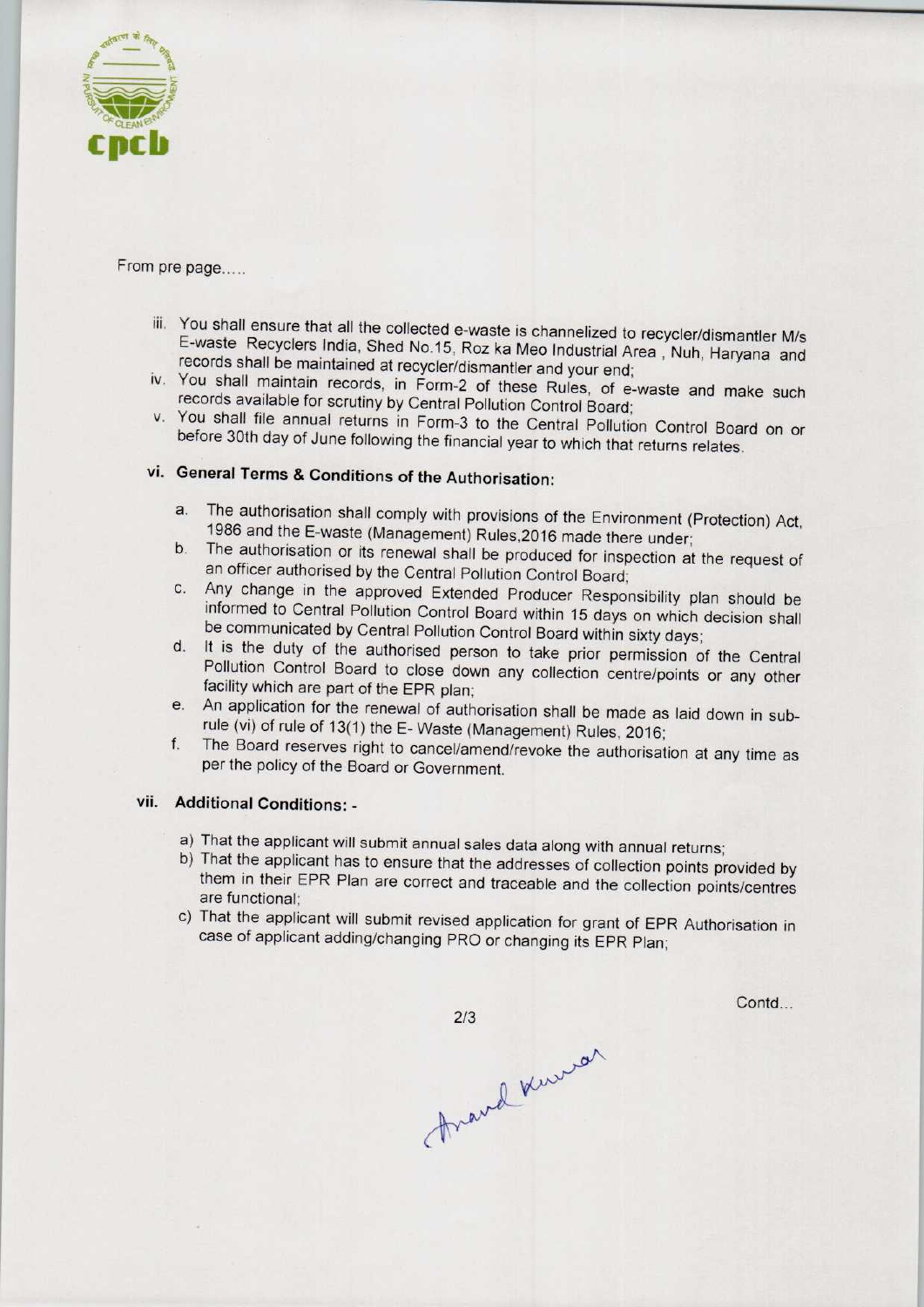From pre page.....

iii. You shall ensure that all the collected e-waste is channelized to recycler/dismantler M/s E-waste Recyclers India, Shed No.15, Roz ka Meo Industrial Area , Nuh, Haryana and records shall be maintained at recycler/dismantler and your end;
iv. You shall maintain records, in Form-2 of these Rules, of e-waste and make such records available for scrutiny by Central Pollution Control Board;
v. You shall file annual returns in Form-3 to the Central Pollution Control Board on or before 30th day of June following the financial year to which that returns relates.

## vi. General Terms & Conditions of the Authorisation:

a. The authorisation shall comply with provisions of the Environment (Protection) Act, 1986 and the E-waste (Management) Rules,2016 made there under;
b. The authorisation or its renewal shall be produced for inspection at the request of an officer authorised by the Central Pollution Control Board;
c. Any change in the approved Extended Producer Responsibility plan should be informed to Central Pollution Control Board within 15 days on which decision shall be communicated by Central Pollution Control Board within sixty days;
d. It is the duty of the authorised person to take prior permission of the Central Pollution Control Board to close down any collection centre/points or any other facility which are part of the EPR plan;
e. An application for the renewal of authorisation shall be made as laid down in sub-rule (vi) of rule of 13(1) the E- Waste (Management) Rules, 2016;
f. The Board reserves right to cancel/amend/revoke the authorisation at any time as per the policy of the Board or Government.

## vii. Additional Conditions: -

a) That the applicant will submit annual sales data along with annual returns;
b) That the applicant has to ensure that the addresses of collection points provided by them in their EPR Plan are correct and traceable and the collection points/centres are functional;
c) That the applicant will submit revised application for grant of EPR Authorisation in case of applicant adding/changing PRO or changing its EPR Plan;

Contd...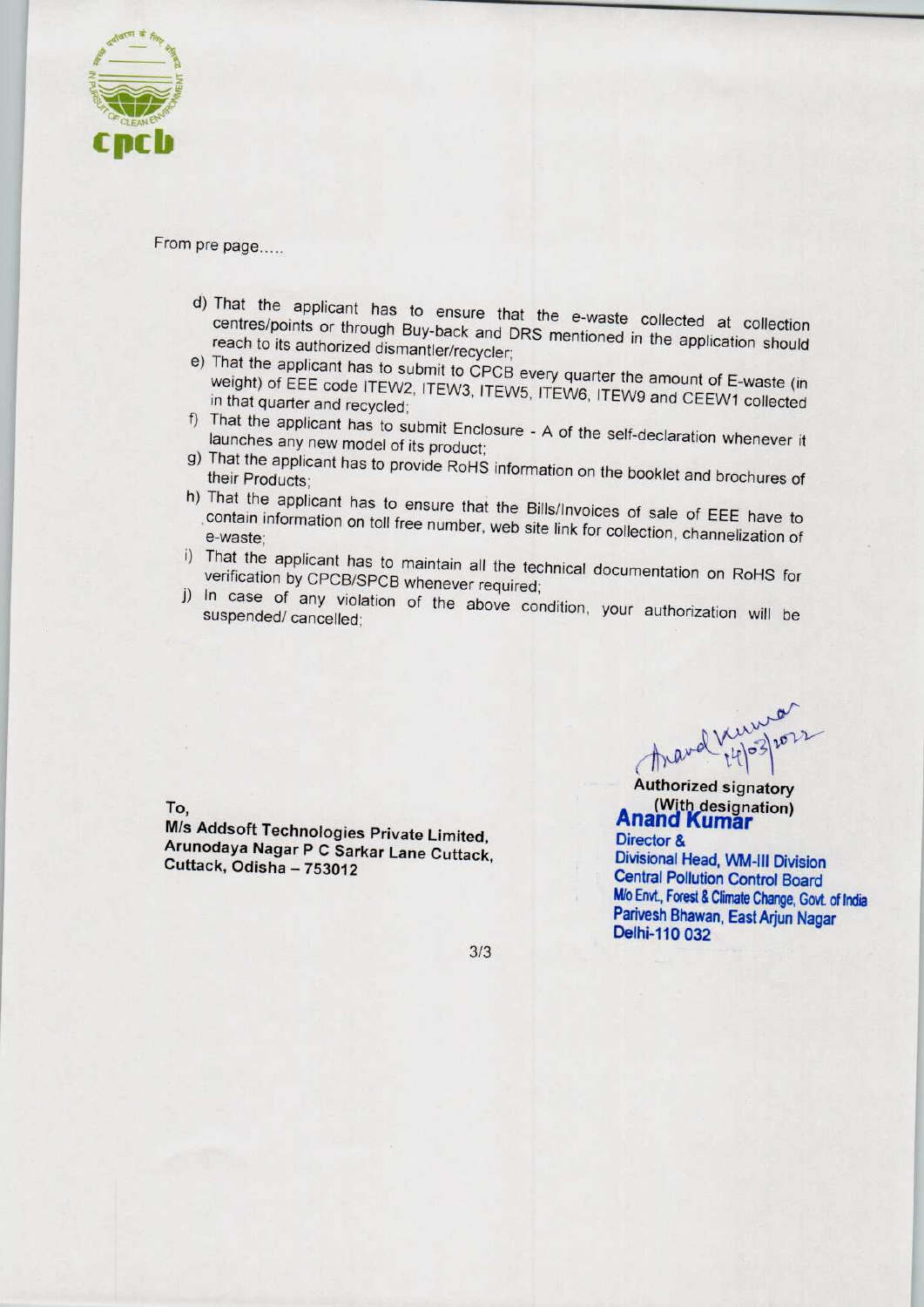From pre page.....

d) That the applicant has to ensure that the e-waste collected at collection centres/points or through Buy-back and DRS mentioned in the application should reach to its authorized dismantler/recycler;

e) That the applicant has to submit to CPCB every quarter the amount of E-waste (in weight) of EEE code ITEW2, ITEW3, ITEW5, ITEW6, ITEW9 and CEEW1 collected in that quarter and recycled;

f) That the applicant has to submit Enclosure - A of the self-declaration whenever it launches any new model of its product;

g) That the applicant has to provide RoHS information on the booklet and brochures of their Products;

h) That the applicant has to ensure that the Bills/Invoices of sale of EEE have to contain information on toll free number, web site link for collection, channelization of e-waste;

i) That the applicant has to maintain all the technical documentation on RoHS for verification by CPCB/SPCB whenever required;

j) In case of any violation of the above condition, your authorization will be suspended/ cancelled;

Anand Kumar 14/03/2022

Authorized signatory
(With designation)

**Anand Kumar**
Director &
Divisional Head, WM-III Division
Central Pollution Control Board
M/o Envt., Forest & Climate Change, Govt. of India
Parivesh Bhawan, East Arjun Nagar
Delhi-110 032

To,
M/s Addsoft Technologies Private Limited,
Arunodaya Nagar P C Sarkar Lane Cuttack,
Cuttack, Odisha – 753012